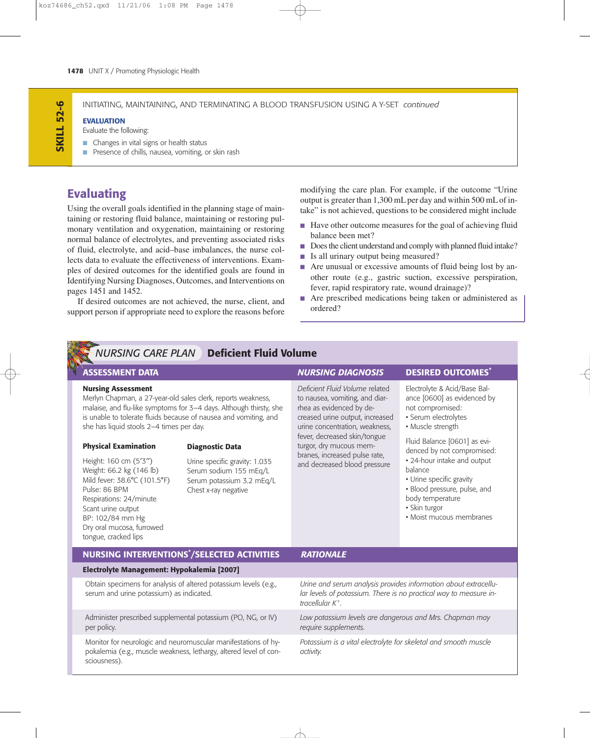SKILL 52-6

INITIATING, MAINTAINING, AND TERMINATING A BLOOD TRANSFUSION USING A Y-SET *continued*

**EVALUATION**

Evaluate the following:

- Changes in vital signs or health status
- Presence of chills, nausea, vomiting, or skin rash

## Evaluating

Using the overall goals identified in the planning stage of maintaining or restoring fluid balance, maintaining or restoring pulmonary ventilation and oxygenation, maintaining or restoring normal balance of electrolytes, and preventing associated risks of fluid, electrolyte, and acid–base imbalances, the nurse collects data to evaluate the effectiveness of interventions. Examples of desired outcomes for the identified goals are found in Identifying Nursing Diagnoses, Outcomes, and Interventions on pages 1451 and 1452.

If desired outcomes are not achieved, the nurse, client, and support person if appropriate need to explore the reasons before modifying the care plan. For example, if the outcome "Urine output is greater than 1,300 mL per day and within 500 mL of intake" is not achieved, questions to be considered might include

- Have other outcome measures for the goal of achieving fluid balance been met?
- Does the client understand and comply with planned fluid intake?
- Is all urinary output being measured?
- Are unusual or excessive amounts of fluid being lost by another route (e.g., gastric suction, excessive perspiration, fever, rapid respiratory rate, wound drainage)?
- Are prescribed medications being taken or administered as ordered?

## *NURSING CARE PLAN* Deficient Fluid Volume

| ASSESSMENT DATA | NURSING DIAGNOSIS | DESIRED OUTCOMES* |
|---|---|---|
| **Nursing Assessment**<br>Merlyn Chapman, a 27-year-old sales clerk, reports weakness, malaise, and flu-like symptoms for 3–4 days. Although thirsty, she is unable to tolerate fluids because of nausea and vomiting, and she has liquid stools 2–4 times per day.<br><br>**Physical Examination**<br>Height: 160 cm (5′3″)<br>Weight: 66.2 kg (146 lb)<br>Mild fever: 38.6°C (101.5°F)<br>Pulse: 86 BPM<br>Respirations: 24/minute<br>Scant urine output<br>BP: 102/84 mm Hg<br>Dry oral mucosa, furrowed tongue, cracked lips<br><br>**Diagnostic Data**<br>Urine specific gravity: 1.035<br>Serum sodium 155 mEq/L<br>Serum potassium 3.2 mEq/L<br>Chest x-ray negative | *Deficient Fluid Volume* related to nausea, vomiting, and diarrhea as evidenced by decreased urine output, increased urine concentration, weakness, fever, decreased skin/tongue turgor, dry mucous membranes, increased pulse rate, and decreased blood pressure | Electrolyte & Acid/Base Balance [0600] as evidenced by not compromised:<br>• Serum electrolytes<br>• Muscle strength<br><br>Fluid Balance [0601] as evidenced by not compromised:<br>• 24-hour intake and output balance<br>• Urine specific gravity<br>• Blood pressure, pulse, and body temperature<br>• Skin turgor<br>• Moist mucous membranes |

| NURSING INTERVENTIONS*/SELECTED ACTIVITIES | *RATIONALE* |
|---|---|
| **Electrolyte Management: Hypokalemia [2007]** | |
| Obtain specimens for analysis of altered potassium levels (e.g., serum and urine potassium) as indicated. | *Urine and serum analysis provides information about extracellular levels of potassium. There is no practical way to measure intracellular $K^+$.* |
| Administer prescribed supplemental potassium (PO, NG, or IV) per policy. | *Low potassium levels are dangerous and Mrs. Chapman may require supplements.* |
| Monitor for neurologic and neuromuscular manifestations of hypokalemia (e.g., muscle weakness, lethargy, altered level of consciousness). | *Potassium is a vital electrolyte for skeletal and smooth muscle activity.* |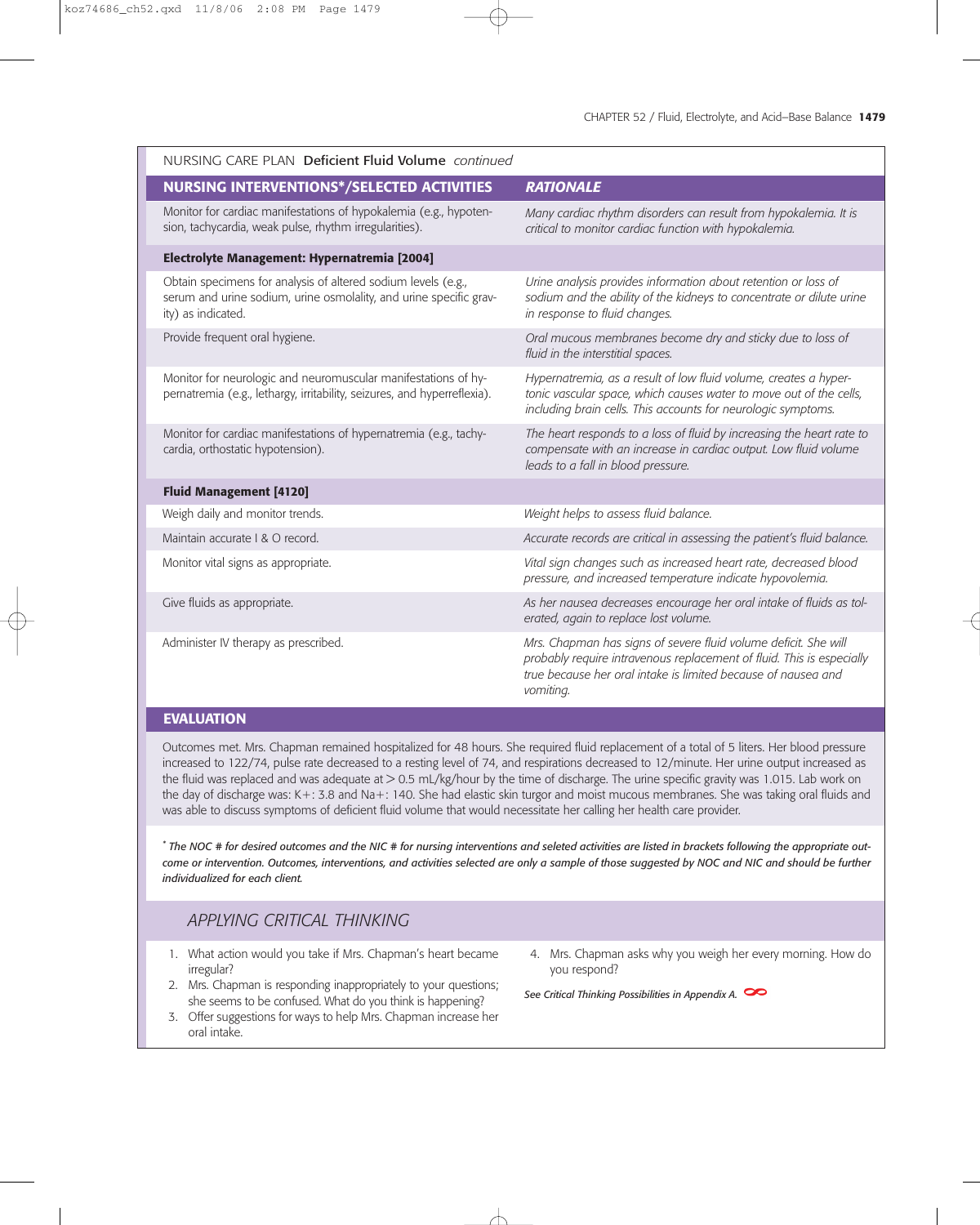NURSING CARE PLAN **Deficient Fluid Volume** *continued*

| NURSING INTERVENTIONS*/SELECTED ACTIVITIES | *RATIONALE* |
|---|---|
| Monitor for cardiac manifestations of hypokalemia (e.g., hypotension, tachycardia, weak pulse, rhythm irregularities). | *Many cardiac rhythm disorders can result from hypokalemia. It is critical to monitor cardiac function with hypokalemia.* |
| **Electrolyte Management: Hypernatremia [2004]** | |
| Obtain specimens for analysis of altered sodium levels (e.g., serum and urine sodium, urine osmolality, and urine specific gravity) as indicated. | *Urine analysis provides information about retention or loss of sodium and the ability of the kidneys to concentrate or dilute urine in response to fluid changes.* |
| Provide frequent oral hygiene. | *Oral mucous membranes become dry and sticky due to loss of fluid in the interstitial spaces.* |
| Monitor for neurologic and neuromuscular manifestations of hypernatremia (e.g., lethargy, irritability, seizures, and hyperreflexia). | *Hypernatremia, as a result of low fluid volume, creates a hypertonic vascular space, which causes water to move out of the cells, including brain cells. This accounts for neurologic symptoms.* |
| Monitor for cardiac manifestations of hypernatremia (e.g., tachycardia, orthostatic hypotension). | *The heart responds to a loss of fluid by increasing the heart rate to compensate with an increase in cardiac output. Low fluid volume leads to a fall in blood pressure.* |
| **Fluid Management [4120]** | |
| Weigh daily and monitor trends. | *Weight helps to assess fluid balance.* |
| Maintain accurate I & O record. | *Accurate records are critical in assessing the patient's fluid balance.* |
| Monitor vital signs as appropriate. | *Vital sign changes such as increased heart rate, decreased blood pressure, and increased temperature indicate hypovolemia.* |
| Give fluids as appropriate. | *As her nausea decreases encourage her oral intake of fluids as tolerated, again to replace lost volume.* |
| Administer IV therapy as prescribed. | *Mrs. Chapman has signs of severe fluid volume deficit. She will probably require intravenous replacement of fluid. This is especially true because her oral intake is limited because of nausea and vomiting.* |

## EVALUATION

Outcomes met. Mrs. Chapman remained hospitalized for 48 hours. She required fluid replacement of a total of 5 liters. Her blood pressure increased to 122/74, pulse rate decreased to a resting level of 74, and respirations decreased to 12/minute. Her urine output increased as the fluid was replaced and was adequate at > 0.5 mL/kg/hour by the time of discharge. The urine specific gravity was 1.015. Lab work on the day of discharge was: K+: 3.8 and Na+: 140. She had elastic skin turgor and moist mucous membranes. She was taking oral fluids and was able to discuss symptoms of deficient fluid volume that would necessitate her calling her health care provider.

*\* The NOC # for desired outcomes and the NIC # for nursing interventions and selected activities are listed in brackets following the appropriate outcome or intervention. Outcomes, interventions, and activities selected are only a sample of those suggested by NOC and NIC and should be further individualized for each client.*

## APPLYING CRITICAL THINKING

1. What action would you take if Mrs. Chapman's heart became irregular?
2. Mrs. Chapman is responding inappropriately to your questions; she seems to be confused. What do you think is happening?
3. Offer suggestions for ways to help Mrs. Chapman increase her oral intake.
4. Mrs. Chapman asks why you weigh her every morning. How do you respond?

*See Critical Thinking Possibilities in Appendix A.*